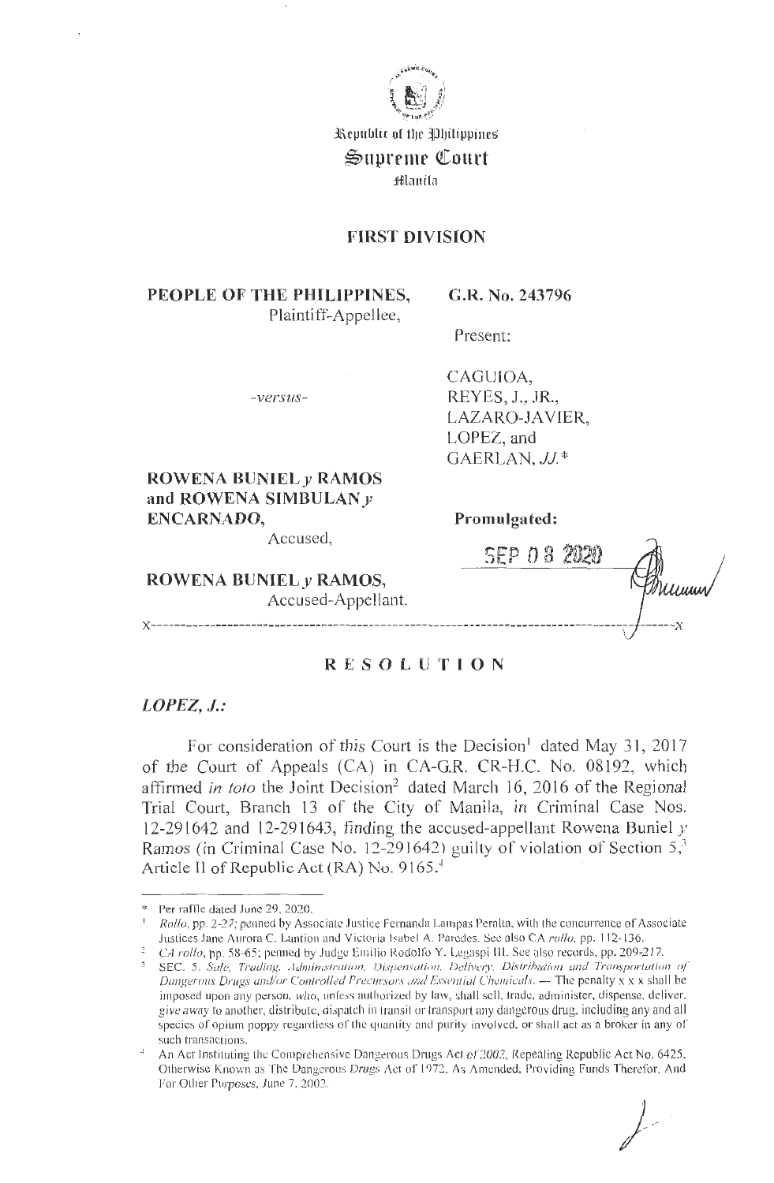Republic of the Philippines
**Supreme Court**
Manila

## FIRST DIVISION

**PEOPLE OF THE PHILIPPINES,**
Plaintiff-Appellee,

-*versus*-

**ROWENA BUNIEL *y* RAMOS and ROWENA SIMBULAN *y* ENCARNADO,**
Accused,

**ROWENA BUNIEL *y* RAMOS,**
Accused-Appellant.

**G.R. No. 243796**

Present:

CAGUIOA,
REYES, J., JR.,
LAZARO-JAVIER,
LOPEZ, and
GAERLAN, *JJ.*\*

**Promulgated:**

SEP 08 2020

x-----------------------------------------------------------------------------------x

## RESOLUTION

***LOPEZ, J.:***

For consideration of this Court is the Decision[1] dated May 31, 2017 of the Court of Appeals (CA) in CA-G.R. CR-H.C. No. 08192, which affirmed *in toto* the Joint Decision[2] dated March 16, 2016 of the Regional Trial Court, Branch 13 of the City of Manila, in Criminal Case Nos. 12-291642 and 12-291643, finding the accused-appellant Rowena Buniel *y* Ramos (in Criminal Case No. 12-291642) guilty of violation of Section 5,[3] Article II of Republic Act (RA) No. 9165.[4]

---

\* Per raffle dated June 29, 2020.

[1] *Rollo*, pp. 2-27; penned by Associate Justice Fernanda Lampas Peralta, with the concurrence of Associate Justices Jane Aurora C. Lantion and Victoria Isabel A. Paredes. See also CA *rollo*, pp. 112-136.

[2] *CA rollo*, pp. 58-65; penned by Judge Emilio Rodolfo Y. Legaspi III. See also records, pp. 209-217.

[3] SEC. 5. *Sale, Trading, Administration, Dispensation, Delivery, Distribution and Transportation of Dangerous Drugs and/or Controlled Precursors and Essential Chemicals.* — The penalty x x x shall be imposed upon any person, who, unless authorized by law, shall sell, trade, administer, dispense, deliver, give away to another, distribute, dispatch in transit or transport any dangerous drug, including any and all species of opium poppy regardless of the quantity and purity involved, or shall act as a broker in any of such transactions.

[4] An Act Instituting the Comprehensive Dangerous Drugs Act of 2002, Repealing Republic Act No. 6425, Otherwise Known as The Dangerous Drugs Act of 1972, As Amended, Providing Funds Therefor, And For Other Purposes, June 7, 2002.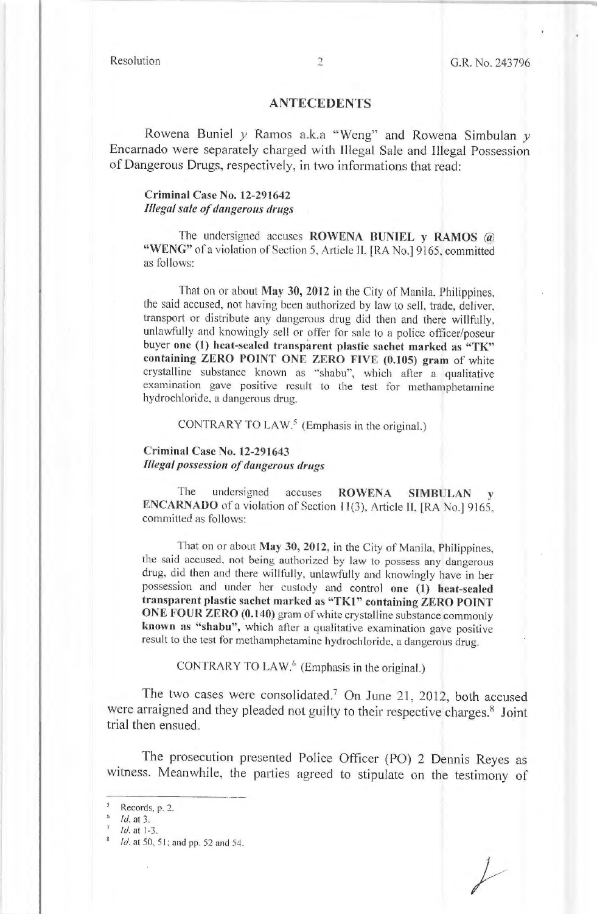## ANTECEDENTS

Rowena Buniel *y* Ramos a.k.a "Weng" and Rowena Simbulan *y* Encarnado were separately charged with Illegal Sale and Illegal Possession of Dangerous Drugs, respectively, in two informations that read:

> **Criminal Case No. 12-291642**
> ***Illegal sale of dangerous drugs***
>
> The undersigned accuses **ROWENA BUNIEL y RAMOS @ "WENG"** of a violation of Section 5, Article II, [RA No.] 9165, committed as follows:
>
> That on or about **May 30, 2012** in the City of Manila, Philippines, the said accused, not having been authorized by law to sell, trade, deliver, transport or distribute any dangerous drug did then and there willfully, unlawfully and knowingly sell or offer for sale to a police officer/poseur buyer **one (1) heat-sealed transparent plastic sachet marked as "TK" containing ZERO POINT ONE ZERO FIVE (0.105) gram** of white crystalline substance known as "shabu", which after a qualitative examination gave positive result to the test for methamphetamine hydrochloride, a dangerous drug.
>
> CONTRARY TO LAW.[5] (Emphasis in the original.)
>
> **Criminal Case No. 12-291643**
> ***Illegal possession of dangerous drugs***
>
> The undersigned accuses **ROWENA SIMBULAN y ENCARNADO** of a violation of Section 11(3), Article II, [RA No.] 9165, committed as follows:
>
> That on or about **May 30, 2012**, in the City of Manila, Philippines, the said accused, not being authorized by law to possess any dangerous drug, did then and there willfully, unlawfully and knowingly have in her possession and under her custody and control **one (1) heat-sealed transparent plastic sachet marked as "TK1" containing ZERO POINT ONE FOUR ZERO (0.140)** gram of white crystalline substance commonly **known as "shabu"**, which after a qualitative examination gave positive result to the test for methamphetamine hydrochloride, a dangerous drug.
>
> CONTRARY TO LAW.[6] (Emphasis in the original.)

The two cases were consolidated.[7] On June 21, 2012, both accused were arraigned and they pleaded not guilty to their respective charges.[8] Joint trial then ensued.

The prosecution presented Police Officer (PO) 2 Dennis Reyes as witness. Meanwhile, the parties agreed to stipulate on the testimony of

---

[5] Records, p. 2.

[6] *Id.* at 3.

[7] *Id.* at 1-3.

[8] *Id.* at 50, 51; and pp. 52 and 54.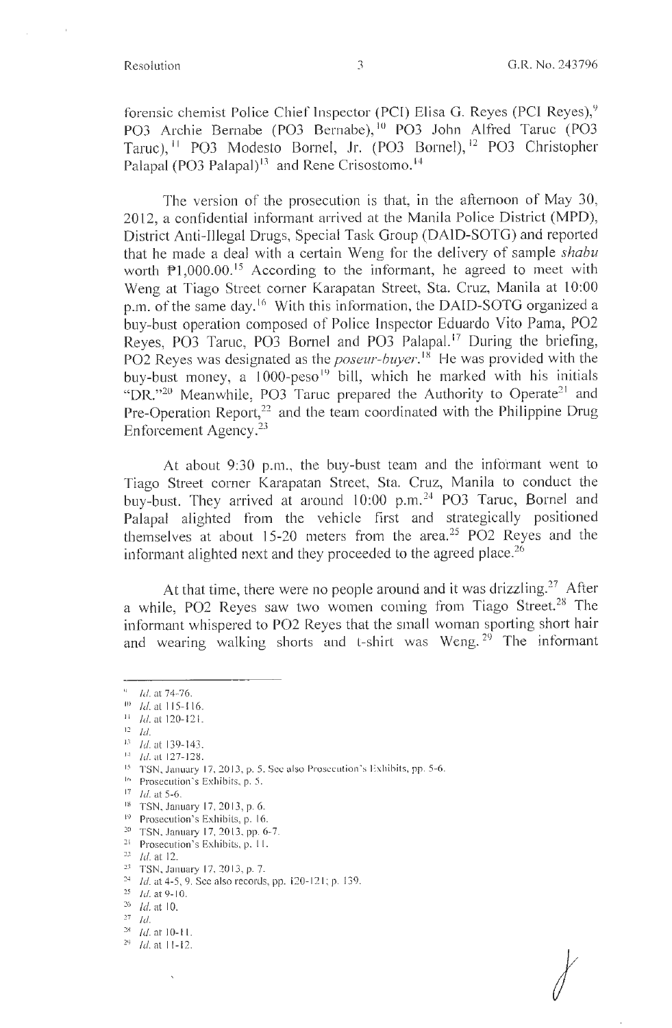forensic chemist Police Chief Inspector (PCI) Elisa G. Reyes (PCI Reyes),[9] PO3 Archie Bernabe (PO3 Bernabe),[10] PO3 John Alfred Taruc (PO3 Taruc),[11] PO3 Modesto Bornel, Jr. (PO3 Bornel),[12] PO3 Christopher Palapal (PO3 Palapal)[13] and Rene Crisostomo.[14]

The version of the prosecution is that, in the afternoon of May 30, 2012, a confidential informant arrived at the Manila Police District (MPD), District Anti-Illegal Drugs, Special Task Group (DAID-SOTG) and reported that he made a deal with a certain Weng for the delivery of sample *shabu* worth ₱1,000.00.[15] According to the informant, he agreed to meet with Weng at Tiago Street corner Karapatan Street, Sta. Cruz, Manila at 10:00 p.m. of the same day.[16] With this information, the DAID-SOTG organized a buy-bust operation composed of Police Inspector Eduardo Vito Pama, PO2 Reyes, PO3 Taruc, PO3 Bornel and PO3 Palapal.[17] During the briefing, PO2 Reyes was designated as the *poseur-buyer*.[18] He was provided with the buy-bust money, a 1000-peso[19] bill, which he marked with his initials "DR."[20] Meanwhile, PO3 Taruc prepared the Authority to Operate[21] and Pre-Operation Report,[22] and the team coordinated with the Philippine Drug Enforcement Agency.[23]

At about 9:30 p.m., the buy-bust team and the informant went to Tiago Street corner Karapatan Street, Sta. Cruz, Manila to conduct the buy-bust. They arrived at around 10:00 p.m.[24] PO3 Taruc, Bornel and Palapal alighted from the vehicle first and strategically positioned themselves at about 15-20 meters from the area.[25] PO2 Reyes and the informant alighted next and they proceeded to the agreed place.[26]

At that time, there were no people around and it was drizzling.[27] After a while, PO2 Reyes saw two women coming from Tiago Street.[28] The informant whispered to PO2 Reyes that the small woman sporting short hair and wearing walking shorts and t-shirt was Weng.[29] The informant

---

[9] *Id.* at 74-76.
[10] *Id.* at 115-116.
[11] *Id.* at 120-121.
[12] *Id.*
[13] *Id.* at 139-143.
[14] *Id.* at 127-128.
[15] TSN, January 17, 2013, p. 5. See also Prosecution's Exhibits, pp. 5-6.
[16] Prosecution's Exhibits, p. 5.
[17] *Id.* at 5-6.
[18] TSN, January 17, 2013, p. 6.
[19] Prosecution's Exhibits, p. 16.
[20] TSN, January 17, 2013, pp. 6-7.
[21] Prosecution's Exhibits, p. 11.
[22] *Id.* at 12.
[23] TSN, January 17, 2013, p. 7.
[24] *Id.* at 4-5, 9. See also records, pp. 120-121; p. 139.
[25] *Id.* at 9-10.
[26] *Id.* at 10.
[27] *Id.*
[28] *Id.* at 10-11.
[29] *Id.* at 11-12.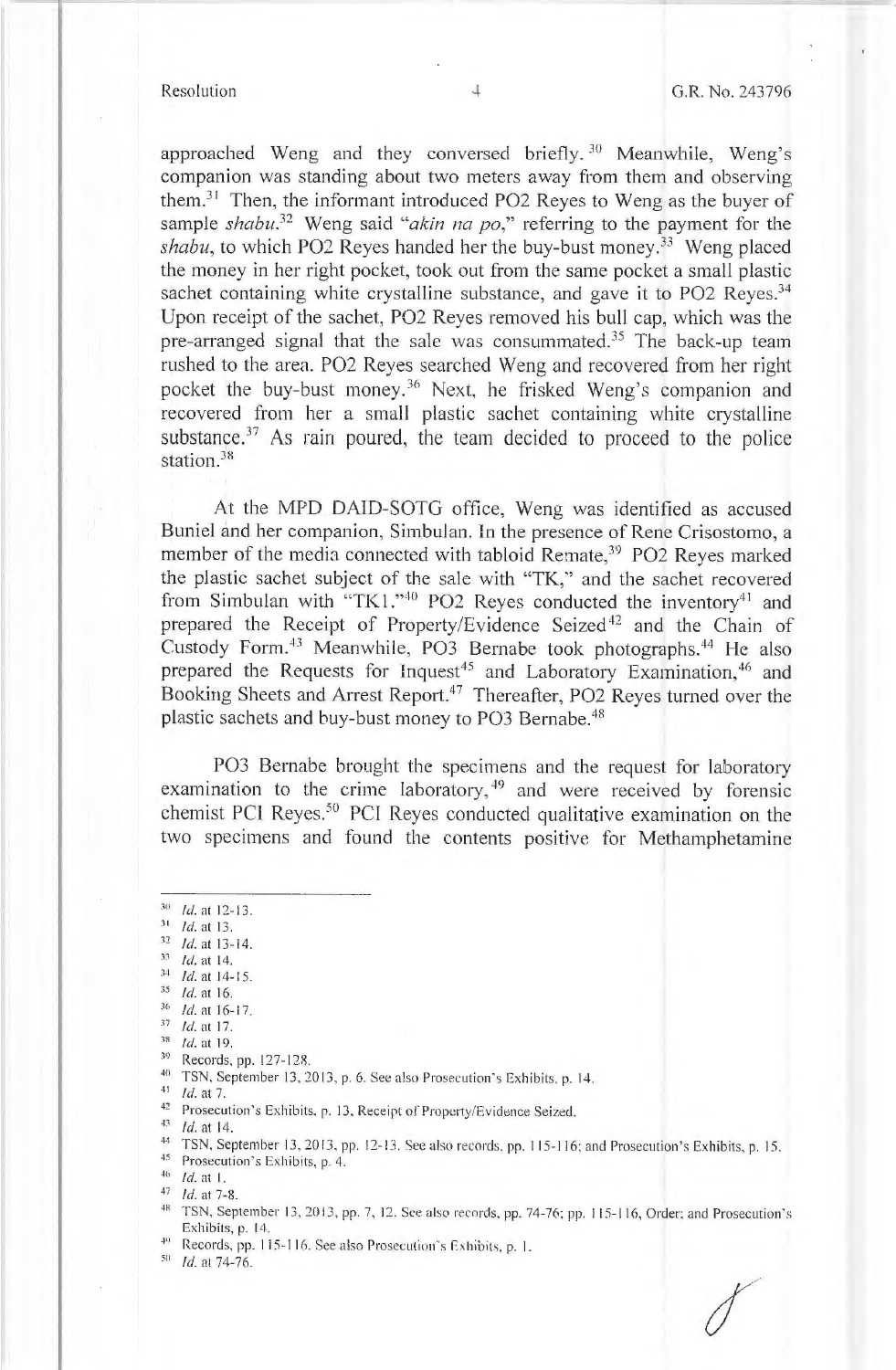approached Weng and they conversed briefly.[30] Meanwhile, Weng's companion was standing about two meters away from them and observing them.[31] Then, the informant introduced PO2 Reyes to Weng as the buyer of sample *shabu*.[32] Weng said "*akin na po*," referring to the payment for the *shabu*, to which PO2 Reyes handed her the buy-bust money.[33] Weng placed the money in her right pocket, took out from the same pocket a small plastic sachet containing white crystalline substance, and gave it to PO2 Reyes.[34] Upon receipt of the sachet, PO2 Reyes removed his bull cap, which was the pre-arranged signal that the sale was consummated.[35] The back-up team rushed to the area. PO2 Reyes searched Weng and recovered from her right pocket the buy-bust money.[36] Next, he frisked Weng's companion and recovered from her a small plastic sachet containing white crystalline substance.[37] As rain poured, the team decided to proceed to the police station.[38]

At the MPD DAID-SOTG office, Weng was identified as accused Buniel and her companion, Simbulan. In the presence of Rene Crisostomo, a member of the media connected with tabloid Remate,[39] PO2 Reyes marked the plastic sachet subject of the sale with "TK," and the sachet recovered from Simbulan with "TK1."[40] PO2 Reyes conducted the inventory[41] and prepared the Receipt of Property/Evidence Seized[42] and the Chain of Custody Form.[43] Meanwhile, PO3 Bernabe took photographs.[44] He also prepared the Requests for Inquest[45] and Laboratory Examination,[46] and Booking Sheets and Arrest Report.[47] Thereafter, PO2 Reyes turned over the plastic sachets and buy-bust money to PO3 Bernabe.[48]

PO3 Bernabe brought the specimens and the request for laboratory examination to the crime laboratory,[49] and were received by forensic chemist PCI Reyes.[50] PCI Reyes conducted qualitative examination on the two specimens and found the contents positive for Methamphetamine

---

[30] *Id.* at 12-13.
[31] *Id.* at 13.
[32] *Id.* at 13-14.
[33] *Id.* at 14.
[34] *Id.* at 14-15.
[35] *Id.* at 16.
[36] *Id.* at 16-17.
[37] *Id.* at 17.
[38] *Id.* at 19.
[39] Records, pp. 127-128.
[40] TSN, September 13, 2013, p. 6. See also Prosecution's Exhibits, p. 14.
[41] *Id.* at 7.
[42] Prosecution's Exhibits, p. 13, Receipt of Property/Evidence Seized.
[43] *Id.* at 14.
[44] TSN, September 13, 2013, pp. 12-13. See also records, pp. 115-116; and Prosecution's Exhibits, p. 15.
[45] Prosecution's Exhibits, p. 4.
[46] *Id.* at 1.
[47] *Id.* at 7-8.
[48] TSN, September 13, 2013, pp. 7, 12. See also records, pp. 74-76; pp. 115-116, Order; and Prosecution's Exhibits, p. 14.
[49] Records, pp. 115-116. See also Prosecution's Exhibits, p. 1.
[50] *Id.* at 74-76.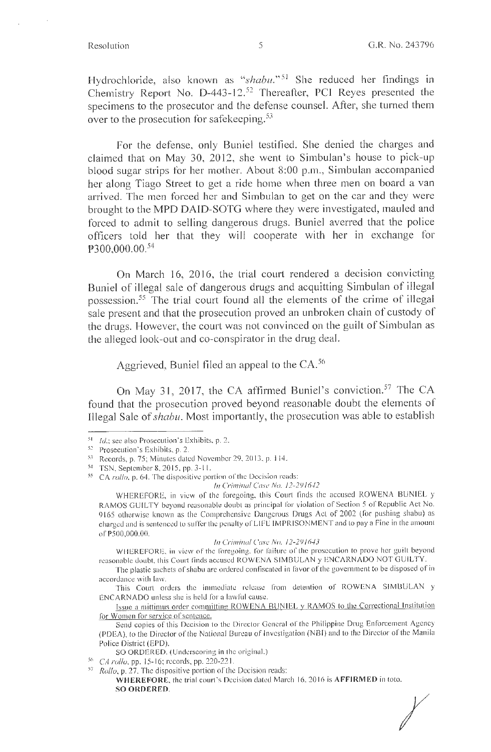Hydrochloride, also known as "*shabu*."[51] She reduced her findings in Chemistry Report No. D-443-12.[52] Thereafter, PCI Reyes presented the specimens to the prosecutor and the defense counsel. After, she turned them over to the prosecution for safekeeping.[53]

For the defense, only Buniel testified. She denied the charges and claimed that on May 30, 2012, she went to Simbulan's house to pick-up blood sugar strips for her mother. About 8:00 p.m., Simbulan accompanied her along Tiago Street to get a ride home when three men on board a van arrived. The men forced her and Simbulan to get on the car and they were brought to the MPD DAID-SOTG where they were investigated, mauled and forced to admit to selling dangerous drugs. Buniel averred that the police officers told her that they will cooperate with her in exchange for ₱300,000.00.[54]

On March 16, 2016, the trial court rendered a decision convicting Buniel of illegal sale of dangerous drugs and acquitting Simbulan of illegal possession.[55] The trial court found all the elements of the crime of illegal sale present and that the prosecution proved an unbroken chain of custody of the drugs. However, the court was not convinced on the guilt of Simbulan as the alleged look-out and co-conspirator in the drug deal.

Aggrieved, Buniel filed an appeal to the CA.[56]

On May 31, 2017, the CA affirmed Buniel's conviction.[57] The CA found that the prosecution proved beyond reasonable doubt the elements of Illegal Sale of *shabu*. Most importantly, the prosecution was able to establish

---

[51] *Id.*; see also Prosecution's Exhibits, p. 2.

[52] Prosecution's Exhibits, p. 2.

[53] Records, p. 75; Minutes dated November 29, 2013, p. 114.

[54] TSN, September 8, 2015, pp. 3-11.

[55] CA *rollo*, p. 64. The dispositive portion of the Decision reads:

*In Criminal Case No. 12-291642*

WHEREFORE, in view of the foregoing, this Court finds the accused ROWENA BUNIEL y RAMOS GUILTY beyond reasonable doubt as principal for violation of Section 5 of Republic Act No. 9165 otherwise known as the Comprehensive Dangerous Drugs Act of 2002 (for pushing shabu) as charged and is sentenced to suffer the penalty of LIFE IMPRISONMENT and to pay a Fine in the amount of ₱500,000.00.

*In Criminal Case No. 12-291643*

WHEREFORE, in view of the foregoing, for failure of the prosecution to prove her guilt beyond reasonable doubt, this Court finds accused ROWENA SIMBULAN y ENCARNADO NOT GUILTY.

The plastic sachets of shabu are ordered confiscated in favor of the government to be disposed of in accordance with law.

This Court orders the immediate release from detention of ROWENA SIMBULAN y ENCARNADO unless she is held for a lawful cause.

Issue a mittimus order committing ROWENA BUNIEL y RAMOS to the Correctional Institution for Women for service of sentence.

Send copies of this Decision to the Director General of the Philippine Drug Enforcement Agency (PDEA), to the Director of the National Bureau of Investigation (NBI) and to the Director of the Manila Police District (EPD).

SO ORDERED. (Underscoring in the original.)

[56] *CA rollo*, pp. 15-16; records, pp. 220-221.

[57] *Rollo*, p. 27. The dispositive portion of the Decision reads:

**WHEREFORE**, the trial court's Decision dated March 16, 2016 is **AFFIRMED** in toto.

**SO ORDERED**.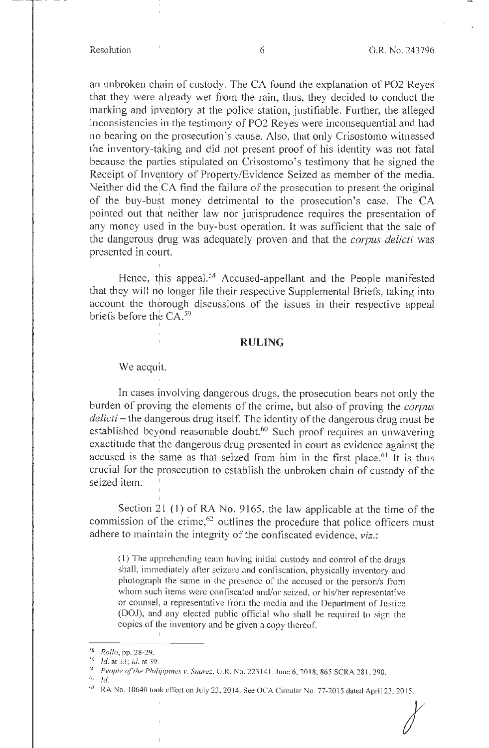an unbroken chain of custody. The CA found the explanation of PO2 Reyes that they were already wet from the rain, thus, they decided to conduct the marking and inventory at the police station, justifiable. Further, the alleged inconsistencies in the testimony of PO2 Reyes were inconsequential and had no bearing on the prosecution's cause. Also, that only Crisostomo witnessed the inventory-taking and did not present proof of his identity was not fatal because the parties stipulated on Crisostomo's testimony that he signed the Receipt of Inventory of Property/Evidence Seized as member of the media. Neither did the CA find the failure of the prosecution to present the original of the buy-bust money detrimental to the prosecution's case. The CA pointed out that neither law nor jurisprudence requires the presentation of any money used in the buy-bust operation. It was sufficient that the sale of the dangerous drug was adequately proven and that the *corpus delicti* was presented in court.

Hence, this appeal.[58] Accused-appellant and the People manifested that they will no longer file their respective Supplemental Briefs, taking into account the thorough discussions of the issues in their respective appeal briefs before the CA.[59]

## RULING

We acquit.

In cases involving dangerous drugs, the prosecution bears not only the burden of proving the elements of the crime, but also of proving the *corpus delicti* – the dangerous drug itself. The identity of the dangerous drug must be established beyond reasonable doubt.[60] Such proof requires an unwavering exactitude that the dangerous drug presented in court as evidence against the accused is the same as that seized from him in the first place.[61] It is thus crucial for the prosecution to establish the unbroken chain of custody of the seized item.

Section 21 (1) of RA No. 9165, the law applicable at the time of the commission of the crime,[62] outlines the procedure that police officers must adhere to maintain the integrity of the confiscated evidence, *viz.*:

> (1) The apprehending team having initial custody and control of the drugs shall, immediately after seizure and confiscation, physically inventory and photograph the same in the presence of the accused or the person/s from whom such items were confiscated and/or seized, or his/her representative or counsel, a representative from the media and the Department of Justice (DOJ), and any elected public official who shall be required to sign the copies of the inventory and be given a copy thereof.

---

[58] *Rollo*, pp. 28-29.

[59] *Id.* at 33; *id.* at 39.

[60] *People of the Philippines v. Suarez*, G.R. No. 223141, June 6, 2018, 865 SCRA 281, 290.

[61] *Id.*

[62] RA No. 10640 took effect on July 23, 2014. See OCA Circular No. 77-2015 dated April 23, 2015.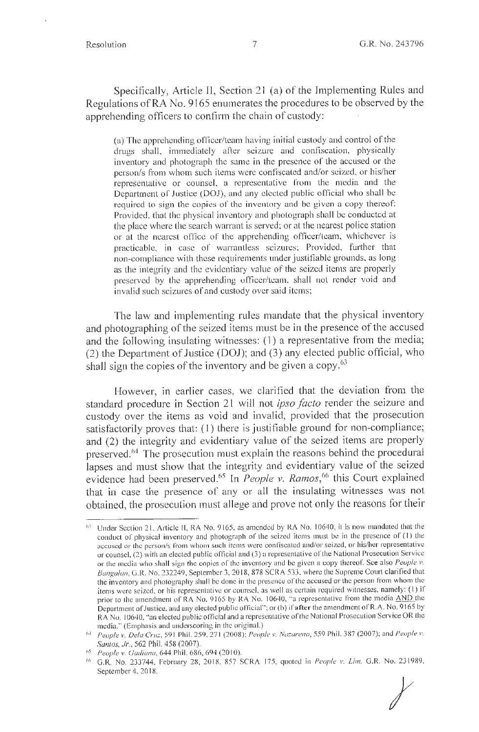Specifically, Article II, Section 21 (a) of the Implementing Rules and Regulations of RA No. 9165 enumerates the procedures to be observed by the apprehending officers to confirm the chain of custody:

> (a) The apprehending officer/team having initial custody and control of the drugs shall, immediately after seizure and confiscation, physically inventory and photograph the same in the presence of the accused or the person/s from whom such items were confiscated and/or seized, or his/her representative or counsel, a representative from the media and the Department of Justice (DOJ), and any elected public official who shall be required to sign the copies of the inventory and be given a copy thereof: Provided, that the physical inventory and photograph shall be conducted at the place where the search warrant is served; or at the nearest police station or at the nearest office of the apprehending officer/team, whichever is practicable, in case of warrantless seizures; Provided, further that non-compliance with these requirements under justifiable grounds, as long as the integrity and the evidentiary value of the seized items are properly preserved by the apprehending officer/team, shall not render void and invalid such seizures of and custody over said items;

The law and implementing rules mandate that the physical inventory and photographing of the seized items must be in the presence of the accused and the following insulating witnesses: (1) a representative from the media; (2) the Department of Justice (DOJ); and (3) any elected public official, who shall sign the copies of the inventory and be given a copy.[63]

However, in earlier cases, we clarified that the deviation from the standard procedure in Section 21 will not *ipso facto* render the seizure and custody over the items as void and invalid, provided that the prosecution satisfactorily proves that: (1) there is justifiable ground for non-compliance; and (2) the integrity and evidentiary value of the seized items are properly preserved.[64] The prosecution must explain the reasons behind the procedural lapses and must show that the integrity and evidentiary value of the seized evidence had been preserved.[65] In *People v. Ramos*,[66] this Court explained that in case the presence of any or all the insulating witnesses was not obtained, the prosecution must allege and prove not only the reasons for their

---

[63] Under Section 21, Article II, RA No. 9165, as amended by RA No. 10640, it is now mandated that the conduct of physical inventory and photograph of the seized items must be in the presence of (1) the accused or the person/s from whom such items were confiscated and/or seized, or his/her representative or counsel, (2) with an elected public official and (3) a representative of the National Prosecution Service or the media who shall sign the copies of the inventory and be given a copy thereof. See also *People v. Bangalan*, G.R. No. 232249, September 3, 2018, 878 SCRA 533, where the Supreme Court clarified that the inventory and photography shall be done in the presence of the accused or the person from whom the items were seized, or his representative or counsel, as well as certain required witnesses, namely: (1) if prior to the amendment of RA No. 9165 by RA No. 10640, "a representative from the media <u>AND</u> the Department of Justice, and any elected public official"; or (b) if **after** the amendment of R.A. No. 9165 by RA No. 10640, "an elected public official and a representative of the National Prosecution Service OR the media." (Emphasis and underscoring in the original.)

[64] *People v. Dela Cruz*, 591 Phil. 259, 271 (2008); *People v. Nazareno*, 559 Phil. 387 (2007); and *People v. Santos, Jr.*, 562 Phil. 458 (2007).

[65] *People v. Gadiana*, 644 Phil. 686, 694 (2010).

[66] G.R. No. 233744, February 28, 2018, 857 SCRA 175, quoted in *People v. Lim*, G.R. No. 231989, September 4, 2018.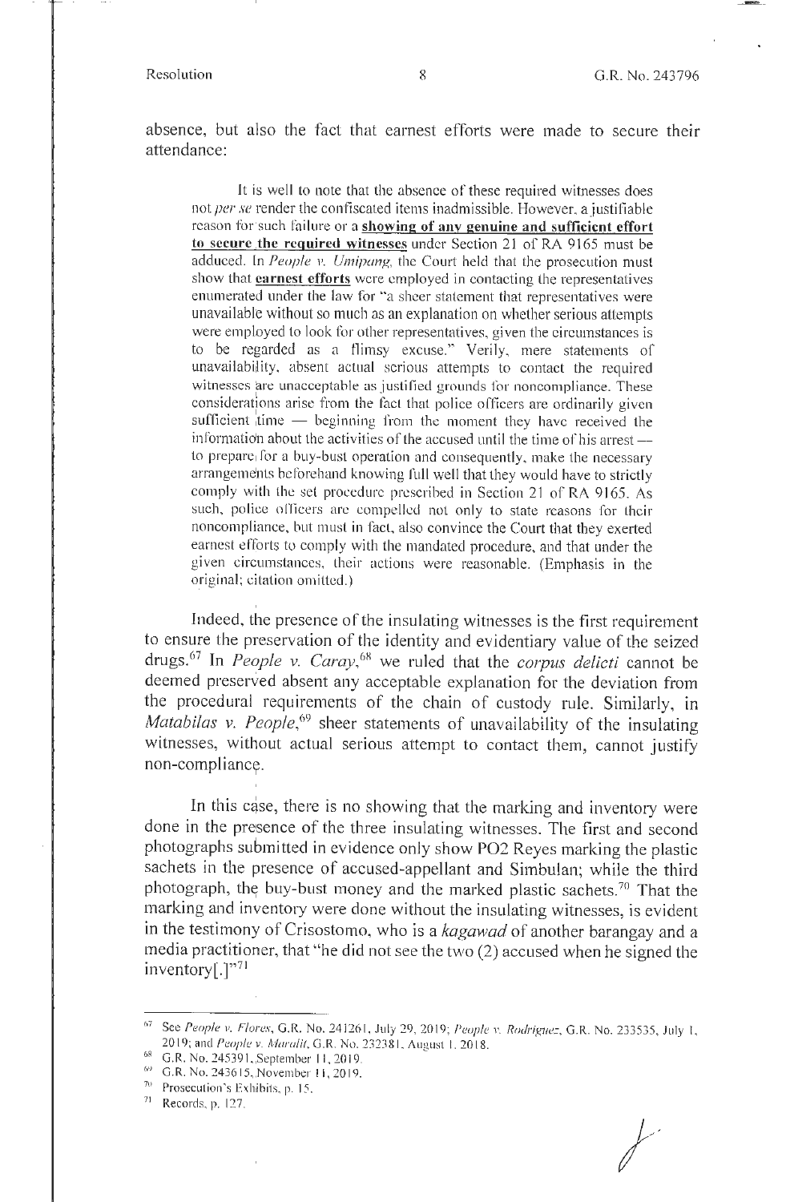absence, but also the fact that earnest efforts were made to secure their attendance:

> It is well to note that the absence of these required witnesses does not *per se* render the confiscated items inadmissible. However, a justifiable reason for such failure or a **showing of any genuine and sufficient effort to secure the required witnesses** under Section 21 of RA 9165 must be adduced. In *People v. Umipang*, the Court held that the prosecution must show that **earnest efforts** were employed in contacting the representatives enumerated under the law for "a sheer statement that representatives were unavailable without so much as an explanation on whether serious attempts were employed to look for other representatives, given the circumstances is to be regarded as a flimsy excuse." Verily, mere statements of unavailability, absent actual serious attempts to contact the required witnesses are unacceptable as justified grounds for noncompliance. These considerations arise from the fact that police officers are ordinarily given sufficient time — beginning from the moment they have received the information about the activities of the accused until the time of his arrest — to prepare for a buy-bust operation and consequently, make the necessary arrangements beforehand knowing full well that they would have to strictly comply with the set procedure prescribed in Section 21 of RA 9165. As such, police officers are compelled not only to state reasons for their noncompliance, but must in fact, also convince the Court that they exerted earnest efforts to comply with the mandated procedure, and that under the given circumstances, their actions were reasonable. (Emphasis in the original; citation omitted.)

Indeed, the presence of the insulating witnesses is the first requirement to ensure the preservation of the identity and evidentiary value of the seized drugs.[67] In *People v. Caray*,[68] we ruled that the *corpus delicti* cannot be deemed preserved absent any acceptable explanation for the deviation from the procedural requirements of the chain of custody rule. Similarly, in *Matabilas v. People*,[69] sheer statements of unavailability of the insulating witnesses, without actual serious attempt to contact them, cannot justify non-compliance.

In this case, there is no showing that the marking and inventory were done in the presence of the three insulating witnesses. The first and second photographs submitted in evidence only show PO2 Reyes marking the plastic sachets in the presence of accused-appellant and Simbulan; while the third photograph, the buy-bust money and the marked plastic sachets.[70] That the marking and inventory were done without the insulating witnesses, is evident in the testimony of Crisostomo, who is a *kagawad* of another barangay and a media practitioner, that "he did not see the two (2) accused when he signed the inventory[.]"[71]

---

[67] See *People v. Flores*, G.R. No. 241261, July 29, 2019; *People v. Rodriguez*, G.R. No. 233535, July 1, 2019; and *People v. Maralit*, G.R. No. 232381, August 1, 2018.

[68] G.R. No. 245391, September 11, 2019.

[69] G.R. No. 243615, November 11, 2019.

[70] Prosecution's Exhibits, p. 15.

[71] Records, p. 127.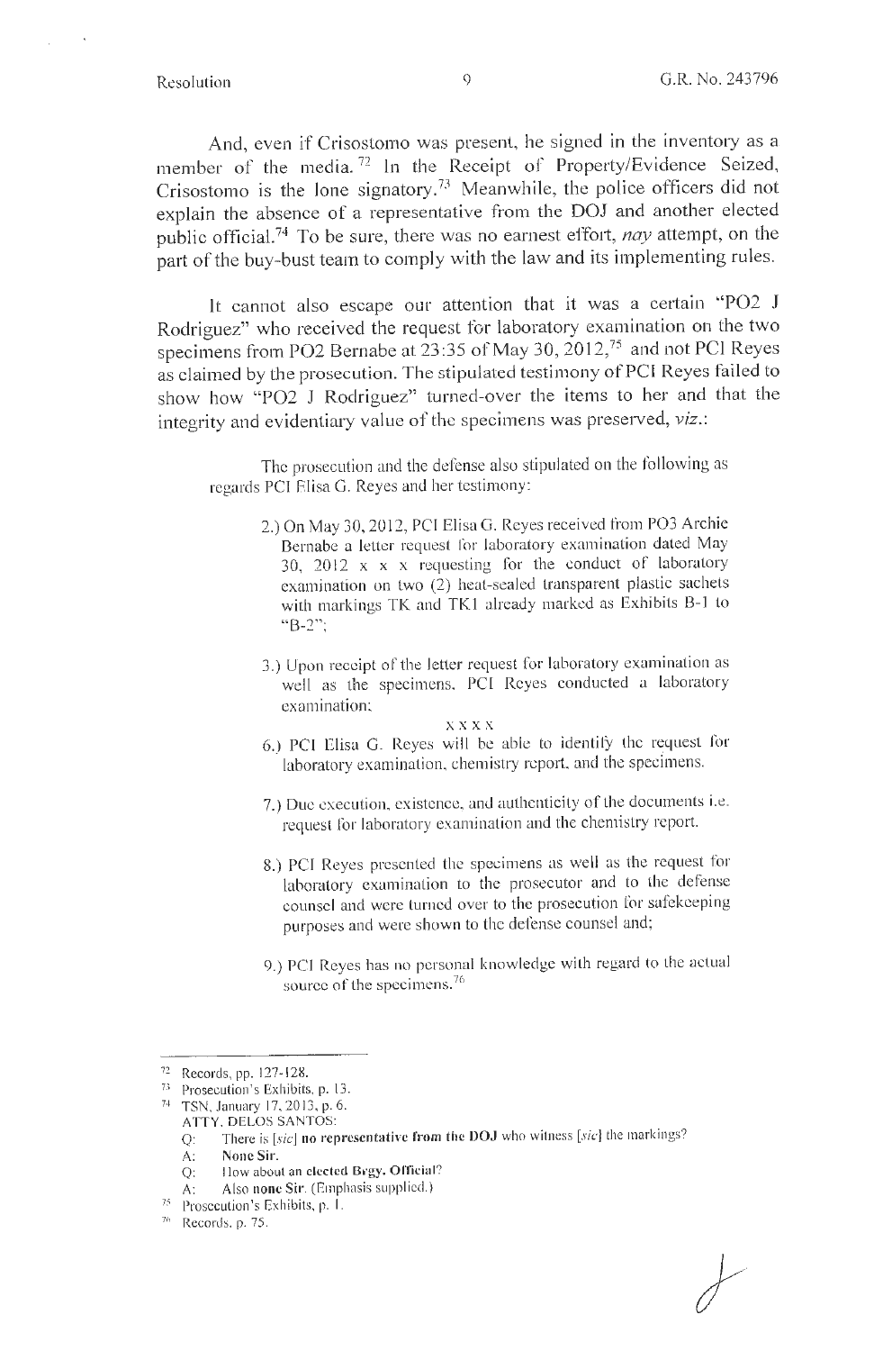And, even if Crisostomo was present, he signed in the inventory as a member of the media.[72] In the Receipt of Property/Evidence Seized, Crisostomo is the lone signatory.[73] Meanwhile, the police officers did not explain the absence of a representative from the DOJ and another elected public official.[74] To be sure, there was no earnest effort, *nay* attempt, on the part of the buy-bust team to comply with the law and its implementing rules.

It cannot also escape our attention that it was a certain "PO2 J Rodriguez" who received the request for laboratory examination on the two specimens from PO2 Bernabe at 23:35 of May 30, 2012,[75] and not PCI Reyes as claimed by the prosecution. The stipulated testimony of PCI Reyes failed to show how "PO2 J Rodriguez" turned-over the items to her and that the integrity and evidentiary value of the specimens was preserved, *viz.*:

> The prosecution and the defense also stipulated on the following as regards PCI Elisa G. Reyes and her testimony:
>
> 2.) On May 30, 2012, PCI Elisa G. Reyes received from PO3 Archie Bernabe a letter request for laboratory examination dated May 30, 2012 x x x requesting for the conduct of laboratory examination on two (2) heat-sealed transparent plastic sachets with markings TK and TK1 already marked as Exhibits B-1 to "B-2";
>
> 3.) Upon receipt of the letter request for laboratory examination as well as the specimens, PCI Reyes conducted a laboratory examination;
>
> x x x x
>
> 6.) PCI Elisa G. Reyes will be able to identify the request for laboratory examination, chemistry report, and the specimens.
>
> 7.) Due execution, existence, and authenticity of the documents i.e. request for laboratory examination and the chemistry report.
>
> 8.) PCI Reyes presented the specimens as well as the request for laboratory examination to the prosecutor and to the defense counsel and were turned over to the prosecution for safekeeping purposes and were shown to the defense counsel and;
>
> 9.) PCI Reyes has no personal knowledge with regard to the actual source of the specimens.[76]

---

[72] Records, pp. 127-128.

[73] Prosecution's Exhibits, p. 13.

[74] TSN, January 17, 2013, p. 6.
ATTY. DELOS SANTOS:
Q: There is [*sic*] **no representative from the DOJ** who witness [*sic*] the markings?
A: **None Sir.**
Q: How about an **elected Brgy. Official**?
A: Also **none Sir**. (Emphasis supplied.)

[75] Prosecution's Exhibits, p. 1.

[76] Records, p. 75.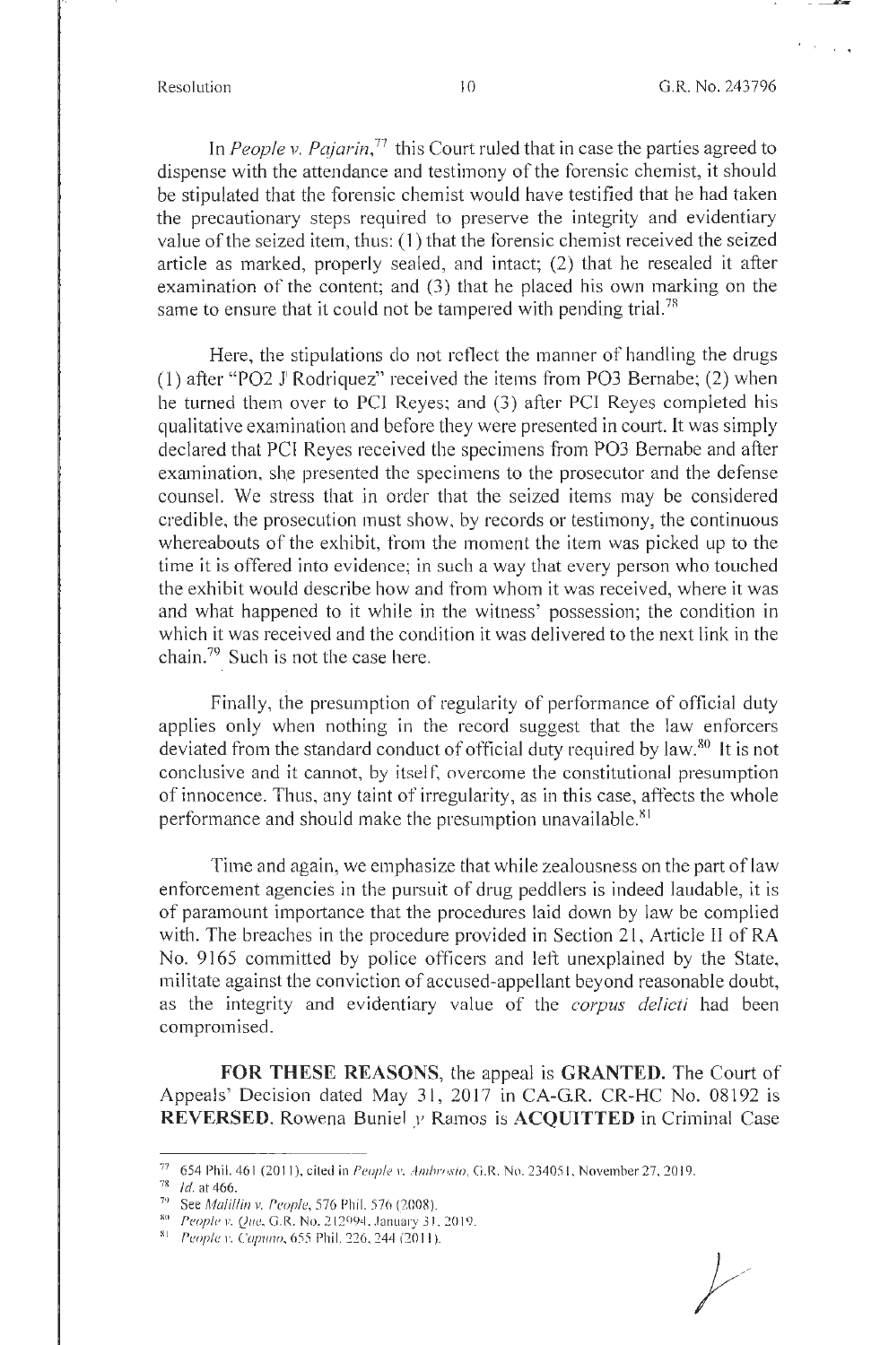In *People v. Pajarin*,[77] this Court ruled that in case the parties agreed to dispense with the attendance and testimony of the forensic chemist, it should be stipulated that the forensic chemist would have testified that he had taken the precautionary steps required to preserve the integrity and evidentiary value of the seized item, thus: (1) that the forensic chemist received the seized article as marked, properly sealed, and intact; (2) that he resealed it after examination of the content; and (3) that he placed his own marking on the same to ensure that it could not be tampered with pending trial.[78]

Here, the stipulations do not reflect the manner of handling the drugs (1) after "PO2 J Rodriquez" received the items from PO3 Bernabe; (2) when he turned them over to PCI Reyes; and (3) after PCI Reyes completed his qualitative examination and before they were presented in court. It was simply declared that PCI Reyes received the specimens from PO3 Bernabe and after examination, she presented the specimens to the prosecutor and the defense counsel. We stress that in order that the seized items may be considered credible, the prosecution must show, by records or testimony, the continuous whereabouts of the exhibit, from the moment the item was picked up to the time it is offered into evidence; in such a way that every person who touched the exhibit would describe how and from whom it was received, where it was and what happened to it while in the witness' possession; the condition in which it was received and the condition it was delivered to the next link in the chain.[79] Such is not the case here.

Finally, the presumption of regularity of performance of official duty applies only when nothing in the record suggest that the law enforcers deviated from the standard conduct of official duty required by law.[80] It is not conclusive and it cannot, by itself, overcome the constitutional presumption of innocence. Thus, any taint of irregularity, as in this case, affects the whole performance and should make the presumption unavailable.[81]

Time and again, we emphasize that while zealousness on the part of law enforcement agencies in the pursuit of drug peddlers is indeed laudable, it is of paramount importance that the procedures laid down by law be complied with. The breaches in the procedure provided in Section 21, Article II of RA No. 9165 committed by police officers and left unexplained by the State, militate against the conviction of accused-appellant beyond reasonable doubt, as the integrity and evidentiary value of the *corpus delicti* had been compromised.

**FOR THESE REASONS**, the appeal is **GRANTED.** The Court of Appeals' Decision dated May 31, 2017 in CA-G.R. CR-HC No. 08192 is **REVERSED.** Rowena Buniel *y* Ramos is **ACQUITTED** in Criminal Case

---

[77] 654 Phil. 461 (2011), cited in *People v. Ambrosio*, G.R. No. 234051, November 27, 2019.

[78] *Id.* at 466.

[79] See *Malillin v. People*, 576 Phil. 576 (2008).

[80] *People v. Que*, G.R. No. 212994, January 31, 2019.

[81] *People v. Capuno*, 655 Phil. 226, 244 (2011).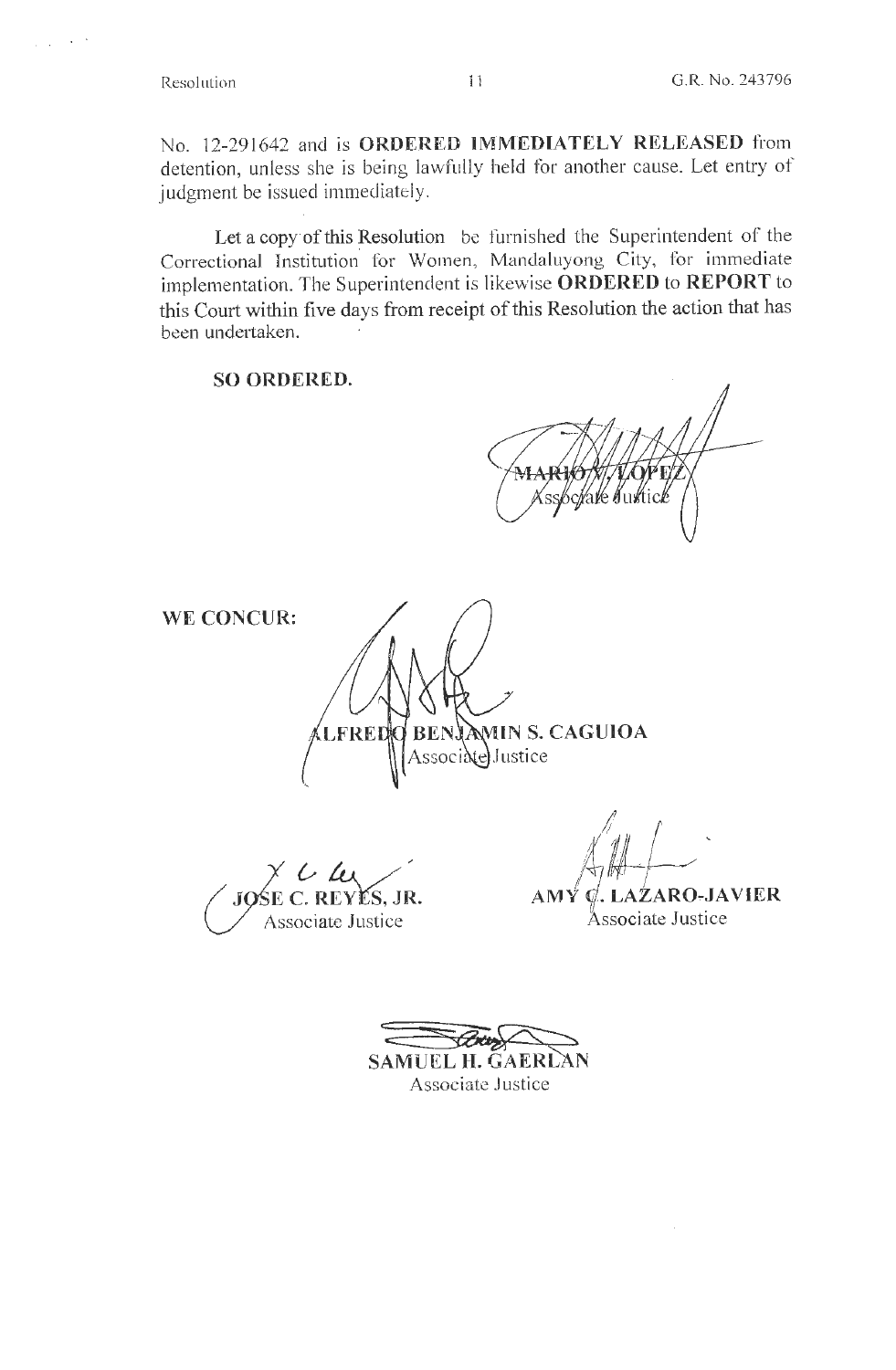No. 12-291642 and is **ORDERED IMMEDIATELY RELEASED** from detention, unless she is being lawfully held for another cause. Let entry of judgment be issued immediately.

Let a copy of this Resolution be furnished the Superintendent of the Correctional Institution for Women, Mandaluyong City, for immediate implementation. The Superintendent is likewise **ORDERED** to **REPORT** to this Court within five days from receipt of this Resolution the action that has been undertaken.

**SO ORDERED.**

MARIO V. LOPEZ
Associate Justice

**WE CONCUR:**

**ALFREDO BENJAMIN S. CAGUIOA**
Associate Justice

**JOSE C. REYES, JR.**
Associate Justice

**AMY C. LAZARO-JAVIER**
Associate Justice

**SAMUEL H. GAERLAN**
Associate Justice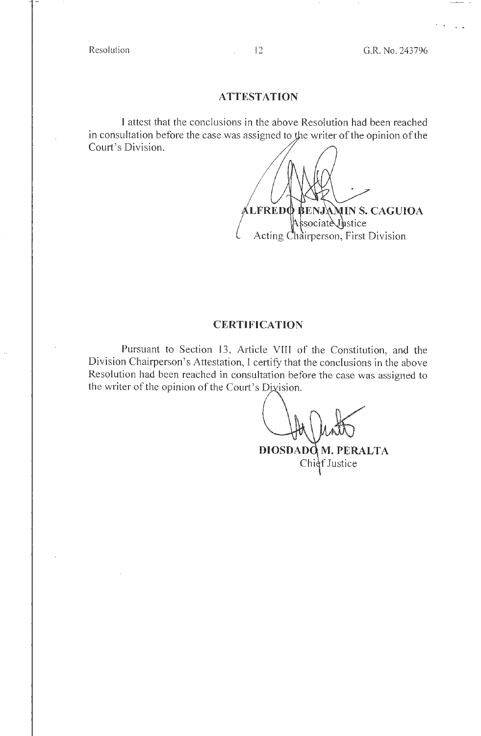## ATTESTATION

I attest that the conclusions in the above Resolution had been reached in consultation before the case was assigned to the writer of the opinion of the Court's Division.

**ALFREDO BENJAMIN S. CAGUIOA**
Associate Justice
Acting Chairperson, First Division

## CERTIFICATION

Pursuant to Section 13, Article VIII of the Constitution, and the Division Chairperson's Attestation, I certify that the conclusions in the above Resolution had been reached in consultation before the case was assigned to the writer of the opinion of the Court's Division.

**DIOSDADO M. PERALTA**
Chief Justice